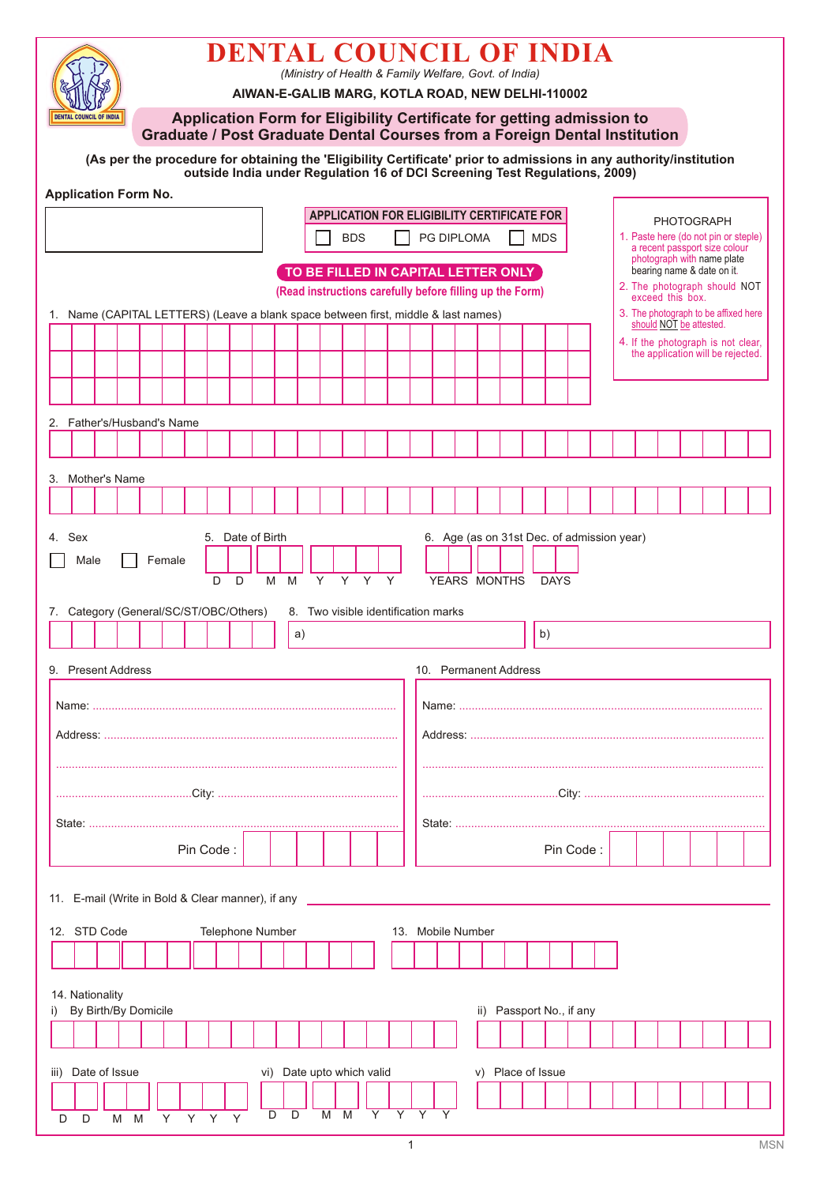# DENTAL COUNCIL OF INDIA

*(Ministry of Health & Family Welfare, Govt. of India)*

**AIWAN-E-GALIB MARG, KOTLA ROAD, NEW DELHI-110002**

## Application Form for Eligibility Certificate for getting admission to Graduate / Post Graduate Dental Courses from a Foreign Dental Institution

**(As per the procedure for obtaining the 'Eligibility Certificate' prior to admissions in any authority/institution outside India under Regulation 16 of DCI Screening Test Regulations, 2009)**

**Application Form No.**

**APPLICATION FOR ELIGIBILITY CERTIFICATE FOR**

☐ BDS ☐ PG DIPLOMA ☐ MDS

**TO BE FILLED IN CAPITAL LETTER ONLY**

**(Read instructions carefully before filling up the Form)**

PHOTOGRAPH

1. Paste here (do not pin or steple) a recent passport size colour photograph with name plate bearing name & date on it.
2. The photograph should NOT exceed this box.
3. The photograph to be affixed here should NOT be attested.
4. If the photograph is not clear, the application will be rejected.

1. Name (CAPITAL LETTERS) (Leave a blank space between first, middle & last names)

2. Father's/Husband's Name

3. Mother's Name

4. Sex

☐ Male ☐ Female

5. Date of Birth

D D M M Y Y Y Y

6. Age (as on 31st Dec. of admission year)

YEARS MONTHS DAYS

7. Category (General/SC/ST/OBC/Others)

8. Two visible identification marks

a) b)

9. Present Address

Name: ...........

Address: ...........

...........

...........City: ...........

State: ...........

Pin Code :

10. Permanent Address

Name: ...........

Address: ...........

...........

...........City: ...........

State: ...........

Pin Code :

11. E-mail (Write in Bold & Clear manner), if any

12. STD Code Telephone Number

13. Mobile Number

14. Nationality

i) By Birth/By Domicile

ii) Passport No., if any

iii) Date of Issue

D D M M Y Y Y Y

vi) Date upto which valid

D D M M Y Y Y Y

v) Place of Issue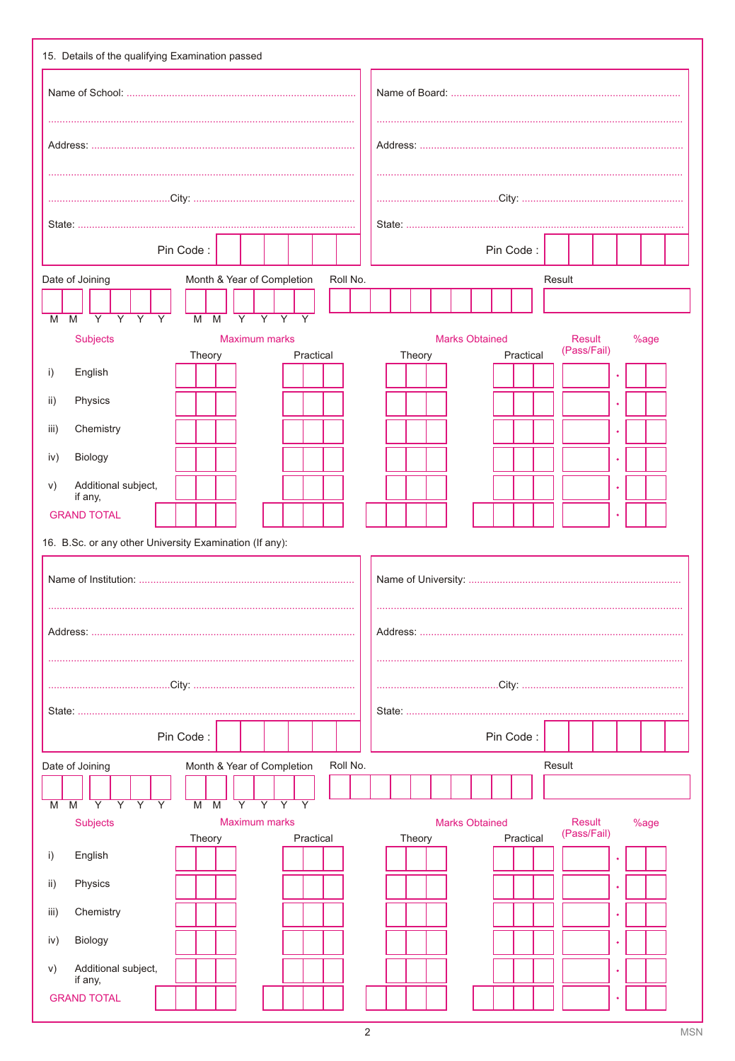15. Details of the qualifying Examination passed

Name of School: ..............................................................................................

..............................................................................................

Address: ..............................................................................................

..............................................................................................

..........................................City: ..............................................................

State: ..............................................................................................

Pin Code :

Name of Board: ..............................................................................................

..............................................................................................

Address: ..............................................................................................

..............................................................................................

..........................................City: ..............................................................

State: ..............................................................................................

Pin Code :

| Date of Joining | Month & Year of Completion | Roll No. | Result |
|---|---|---|---|
| M M Y Y Y Y | M M Y Y Y Y | | |

| | Subjects | Maximum marks | | Marks Obtained | | Result (Pass/Fail) | %age |
|---|---|---|---|---|---|---|---|
| | | Theory | Practical | Theory | Practical | | |
| i) | English | | | | | | . |
| ii) | Physics | | | | | | . |
| iii) | Chemistry | | | | | | . |
| iv) | Biology | | | | | | . |
| v) | Additional subject, if any, | | | | | | . |
| | GRAND TOTAL | | | | | | . |

16. B.Sc. or any other University Examination (If any):

Name of Institution: ..............................................................................................

..............................................................................................

Address: ..............................................................................................

..............................................................................................

..........................................City: ..............................................................

State: ..............................................................................................

Pin Code :

Name of University: ..............................................................................................

..............................................................................................

Address: ..............................................................................................

..............................................................................................

..........................................City: ..............................................................

State: ..............................................................................................

Pin Code :

| Date of Joining | Month & Year of Completion | Roll No. | Result |
|---|---|---|---|
| M M Y Y Y Y | M M Y Y Y Y | | |

| | Subjects | Maximum marks | | Marks Obtained | | Result (Pass/Fail) | %age |
|---|---|---|---|---|---|---|---|
| | | Theory | Practical | Theory | Practical | | |
| i) | English | | | | | | . |
| ii) | Physics | | | | | | . |
| iii) | Chemistry | | | | | | . |
| iv) | Biology | | | | | | . |
| v) | Additional subject, if any, | | | | | | . |
| | GRAND TOTAL | | | | | | . |

MSN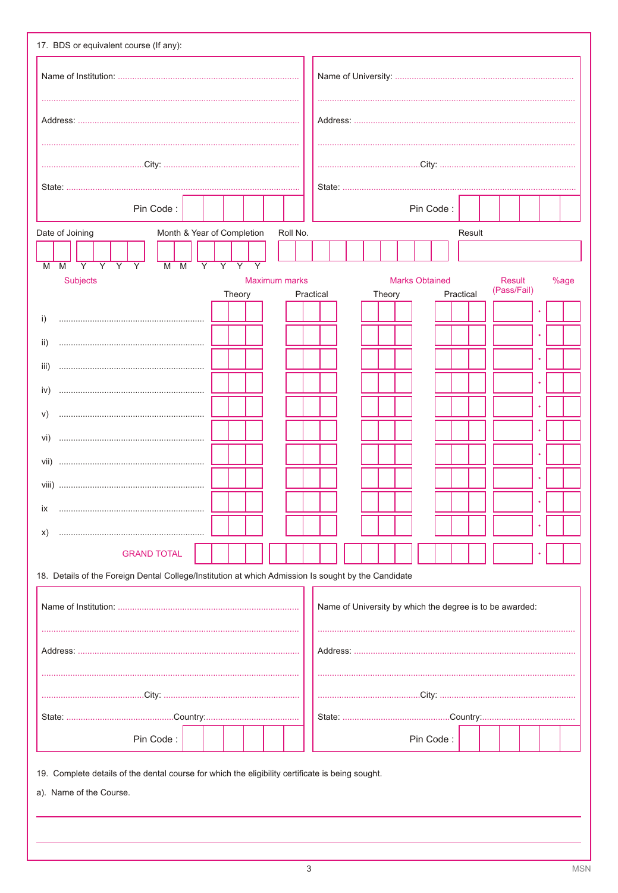17. BDS or equivalent course (If any):

| | |
|---|---|
| Name of Institution: ............................................................ | Name of University: ............................................................ |
| ............................................................ | ............................................................ |
| Address: ............................................................ | Address: ............................................................ |
| ............................................................ | ............................................................ |
| ..........................................City: ........................................ | ..........................................City: ........................................ |
| State: ............................................................ | State: ............................................................ |
| Pin Code : | Pin Code : |

Date of Joining (M M Y Y Y Y) &nbsp;&nbsp; Month & Year of Completion (M M Y Y Y Y) &nbsp;&nbsp; Roll No. &nbsp;&nbsp; Result

| Subjects | Maximum marks | | Marks Obtained | | Result (Pass/Fail) | %age |
|---|---|---|---|---|---|---|
| | Theory | Practical | Theory | Practical | | |
| i) ............................................................ | | | | | | . |
| ii) ............................................................ | | | | | | . |
| iii) ............................................................ | | | | | | . |
| iv) ............................................................ | | | | | | . |
| v) ............................................................ | | | | | | . |
| vi) ............................................................ | | | | | | . |
| vii) ............................................................ | | | | | | . |
| viii) ............................................................ | | | | | | . |
| ix ............................................................ | | | | | | . |
| x) ............................................................ | | | | | | . |
| GRAND TOTAL | | | | | | . |

18. Details of the Foreign Dental College/Institution at which Admission Is sought by the Candidate

| | |
|---|---|
| Name of Institution: ............................................................ | Name of University by which the degree is to be awarded: |
| ............................................................ | ............................................................ |
| Address: ............................................................ | Address: ............................................................ |
| ............................................................ | ............................................................ |
| ..........................................City: ........................................ | ..........................................City: ........................................ |
| State: ..........................................Country:...................................... | State: ..........................................Country:...................................... |
| Pin Code : | Pin Code : |

19. Complete details of the dental course for which the eligibility certificate is being sought.

a). Name of the Course.

______________________________________________________________________

______________________________________________________________________

MSN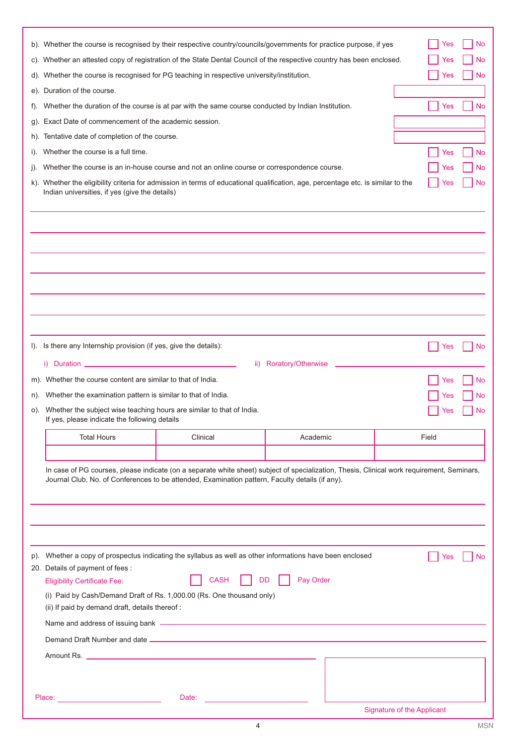b). Whether the course is recognised by their respective country/councils/governments for practice purpose, if yes ☐ Yes ☐ No

c). Whether an attested copy of registration of the State Dental Council of the respective country has been enclosed. ☐ Yes ☐ No

d). Whether the course is recognised for PG teaching in respective university/institution. ☐ Yes ☐ No

e). Duration of the course. ____________

f). Whether the duration of the course is at par with the same course conducted by Indian Institution. ☐ Yes ☐ No

g). Exact Date of commencement of the academic session. ____________

h). Tentative date of completion of the course. ____________

i). Whether the course is a full time. ☐ Yes ☐ No

j). Whether the course is an in-house course and not an online course or correspondence course. ☐ Yes ☐ No

k). Whether the eligibility criteria for admission in terms of educational qualification, age, percentage etc. is similar to the Indian universities, if yes (give the details) ☐ Yes ☐ No

____________________________________________

____________________________________________

____________________________________________

____________________________________________

____________________________________________

____________________________________________

____________________________________________

l). Is there any Internship provision (if yes, give the details): ☐ Yes ☐ No

i) Duration ____________ ii) Roratory/Otherwise ____________

m). Whether the course content are similar to that of India. ☐ Yes ☐ No

n). Whether the examination pattern is similar to that of India. ☐ Yes ☐ No

o). Whether the subject wise teaching hours are similar to that of India. ☐ Yes ☐ No
If yes, please indicate the following details

| Total Hours | Clinical | Academic | Field |
|---|---|---|---|
| | | | |

In case of PG courses, please indicate (on a separate white sheet) subject of specialization, Thesis, Clinical work requirement, Seminars, Journal Club, No. of Conferences to be attended, Examination pattern, Faculty details (if any).

____________________________________________

____________________________________________

____________________________________________

p). Whether a copy of prospectus indicating the syllabus as well as other informations have been enclosed ☐ Yes ☐ No

20. Details of payment of fees :

Eligibility Certificate Fee: ☐ CASH ☐ DD ☐ Pay Order

(i) Paid by Cash/Demand Draft of Rs. 1,000.00 (Rs. One thousand only)

(ii) If paid by demand draft, details thereof :

Name and address of issuing bank ____________

Demand Draft Number and date ____________

Amount Rs. ____________

Place: ____________ Date: ____________

Signature of the Applicant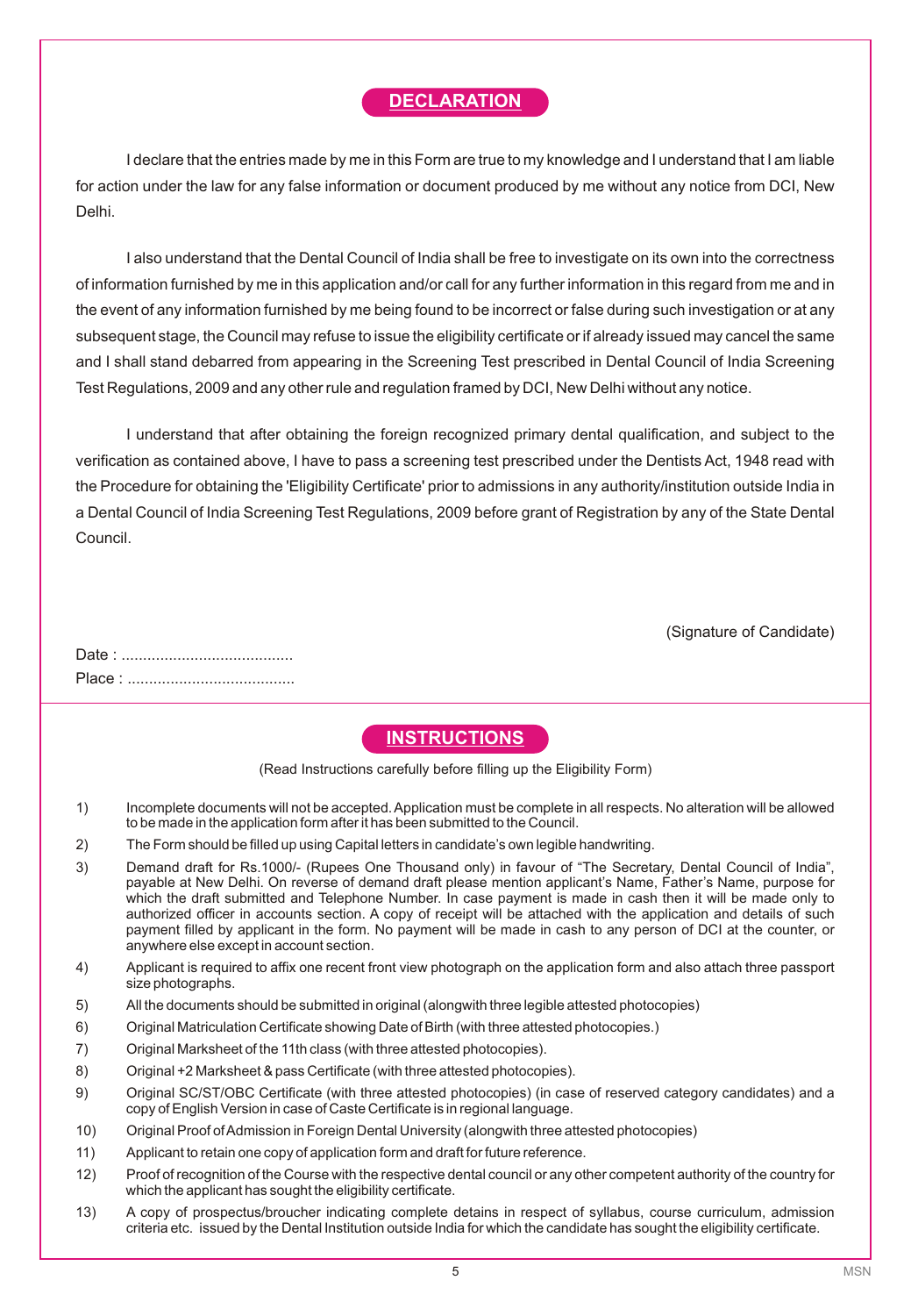## DECLARATION

I declare that the entries made by me in this Form are true to my knowledge and I understand that I am liable for action under the law for any false information or document produced by me without any notice from DCI, New Delhi.

I also understand that the Dental Council of India shall be free to investigate on its own into the correctness of information furnished by me in this application and/or call for any further information in this regard from me and in the event of any information furnished by me being found to be incorrect or false during such investigation or at any subsequent stage, the Council may refuse to issue the eligibility certificate or if already issued may cancel the same and I shall stand debarred from appearing in the Screening Test prescribed in Dental Council of India Screening Test Regulations, 2009 and any other rule and regulation framed by DCI, New Delhi without any notice.

I understand that after obtaining the foreign recognized primary dental qualification, and subject to the verification as contained above, I have to pass a screening test prescribed under the Dentists Act, 1948 read with the Procedure for obtaining the 'Eligibility Certificate' prior to admissions in any authority/institution outside India in a Dental Council of India Screening Test Regulations, 2009 before grant of Registration by any of the State Dental Council.

(Signature of Candidate)

Date : ........................................

Place : .......................................

## INSTRUCTIONS

(Read Instructions carefully before filling up the Eligibility Form)

1) Incomplete documents will not be accepted. Application must be complete in all respects. No alteration will be allowed to be made in the application form after it has been submitted to the Council.
2) The Form should be filled up using Capital letters in candidate's own legible handwriting.
3) Demand draft for Rs.1000/- (Rupees One Thousand only) in favour of "The Secretary, Dental Council of India", payable at New Delhi. On reverse of demand draft please mention applicant's Name, Father's Name, purpose for which the draft submitted and Telephone Number. In case payment is made in cash then it will be made only to authorized officer in accounts section. A copy of receipt will be attached with the application and details of such payment filled by applicant in the form. No payment will be made in cash to any person of DCI at the counter, or anywhere else except in account section.
4) Applicant is required to affix one recent front view photograph on the application form and also attach three passport size photographs.
5) All the documents should be submitted in original (alongwith three legible attested photocopies)
6) Original Matriculation Certificate showing Date of Birth (with three attested photocopies.)
7) Original Marksheet of the 11th class (with three attested photocopies).
8) Original +2 Marksheet & pass Certificate (with three attested photocopies).
9) Original SC/ST/OBC Certificate (with three attested photocopies) (in case of reserved category candidates) and a copy of English Version in case of Caste Certificate is in regional language.
10) Original Proof of Admission in Foreign Dental University (alongwith three attested photocopies)
11) Applicant to retain one copy of application form and draft for future reference.
12) Proof of recognition of the Course with the respective dental council or any other competent authority of the country for which the applicant has sought the eligibility certificate.
13) A copy of prospectus/broucher indicating complete detains in respect of syllabus, course curriculum, admission criteria etc. issued by the Dental Institution outside India for which the candidate has sought the eligibility certificate.